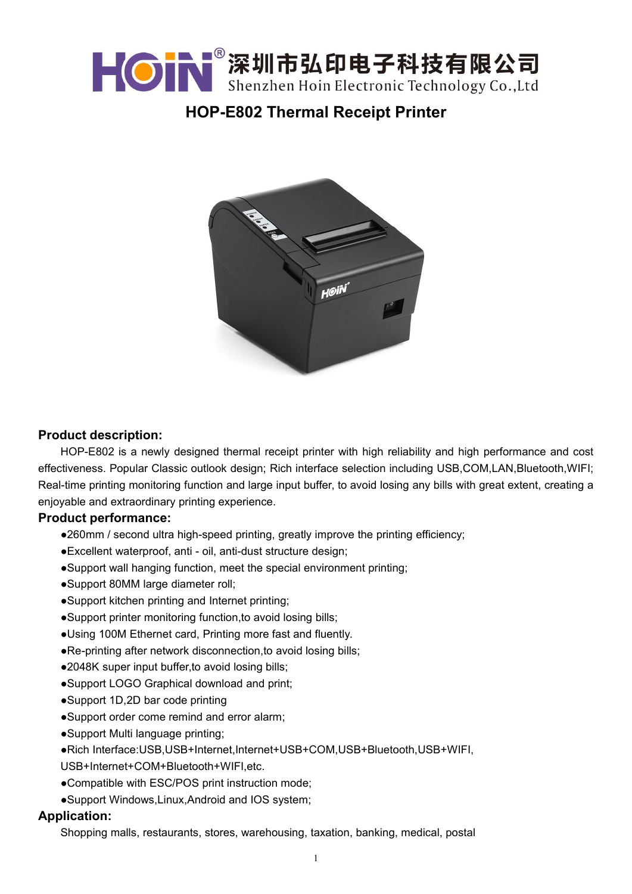HOIN® 深圳市弘印电子科技有限公司
Shenzhen Hoin Electronic Technology Co.,Ltd

# HOP-E802 Thermal Receipt Printer

## Product description:

HOP-E802 is a newly designed thermal receipt printer with high reliability and high performance and cost effectiveness. Popular Classic outlook design; Rich interface selection including USB,COM,LAN,Bluetooth,WIFI; Real-time printing monitoring function and large input buffer, to avoid losing any bills with great extent, creating a enjoyable and extraordinary printing experience.

## Product performance:

- 260mm / second ultra high-speed printing, greatly improve the printing efficiency;
- Excellent waterproof, anti - oil, anti-dust structure design;
- Support wall hanging function, meet the special environment printing;
- Support 80MM large diameter roll;
- Support kitchen printing and Internet printing;
- Support printer monitoring function,to avoid losing bills;
- Using 100M Ethernet card, Printing more fast and fluently.
- Re-printing after network disconnection,to avoid losing bills;
- 2048K super input buffer,to avoid losing bills;
- Support LOGO Graphical download and print;
- Support 1D,2D bar code printing
- Support order come remind and error alarm;
- Support Multi language printing;
- Rich Interface:USB,USB+Internet,Internet+USB+COM,USB+Bluetooth,USB+WIFI, USB+Internet+COM+Bluetooth+WIFI,etc.
- Compatible with ESC/POS print instruction mode;
- Support Windows,Linux,Android and IOS system;

## Application:

Shopping malls, restaurants, stores, warehousing, taxation, banking, medical, postal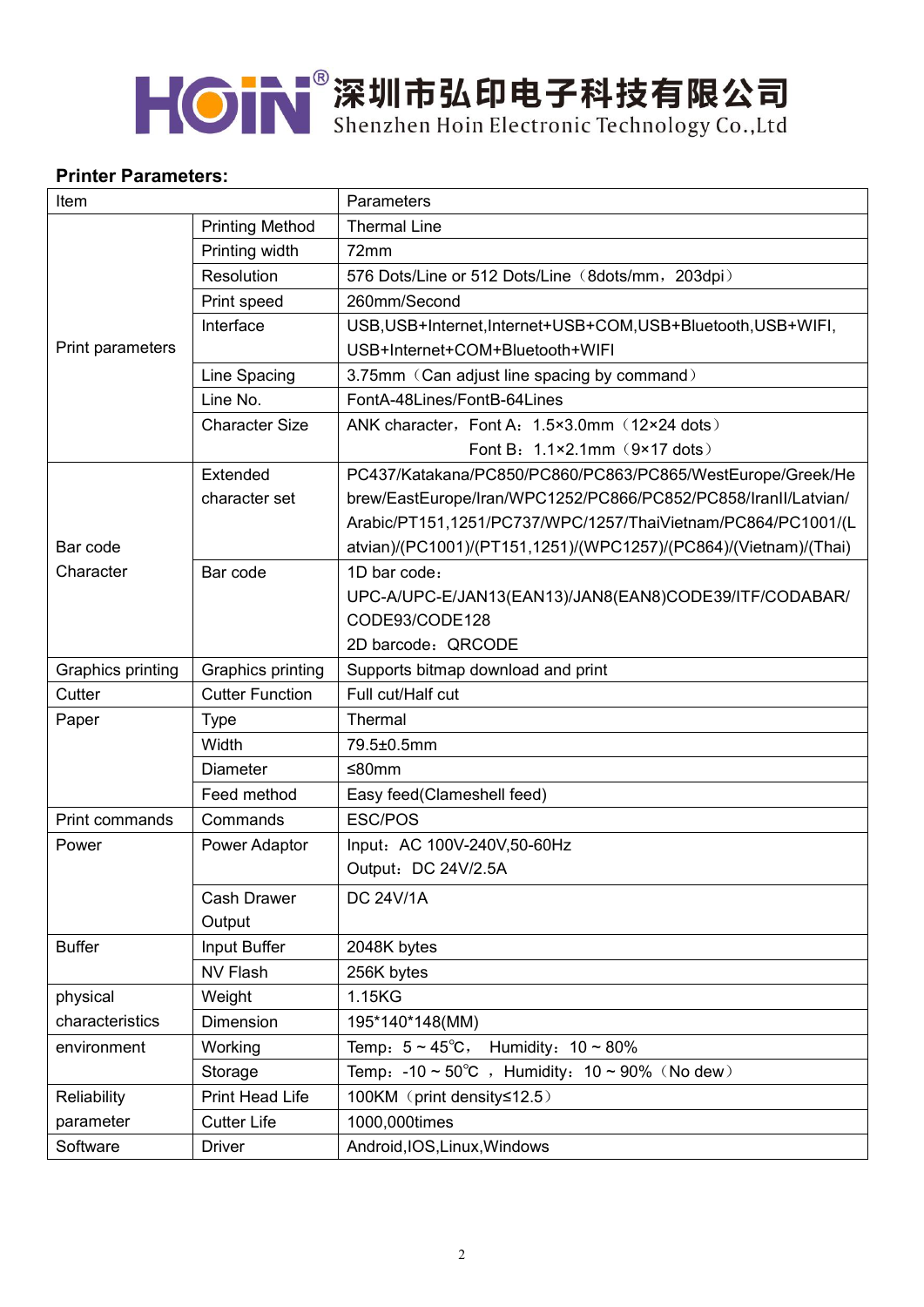HOIN® 深圳市弘印电子科技有限公司
Shenzhen Hoin Electronic Technology Co.,Ltd

**Printer Parameters:**

| Item | | Parameters |
|---|---|---|
| Print parameters | Printing Method | Thermal Line |
| | Printing width | 72mm |
| | Resolution | 576 Dots/Line or 512 Dots/Line（8dots/mm，203dpi） |
| | Print speed | 260mm/Second |
| | Interface | USB,USB+Internet,Internet+USB+COM,USB+Bluetooth,USB+WIFI, USB+Internet+COM+Bluetooth+WIFI |
| | Line Spacing | 3.75mm（Can adjust line spacing by command） |
| | Line No. | FontA-48Lines/FontB-64Lines |
| | Character Size | ANK character，Font A：1.5×3.0mm（12×24 dots）<br>Font B：1.1×2.1mm（9×17 dots） |
| Bar code Character | Extended character set | PC437/Katakana/PC850/PC860/PC863/PC865/WestEurope/Greek/Hebrew/EastEurope/Iran/WPC1252/PC866/PC852/PC858/IranII/Latvian/Arabic/PT151,1251/PC737/WPC/1257/ThaiVietnam/PC864/PC1001/(Latvian)/(PC1001)/(PT151,1251)/(WPC1257)/(PC864)/(Vietnam)/(Thai) |
| | Bar code | 1D bar code：<br>UPC-A/UPC-E/JAN13(EAN13)/JAN8(EAN8)CODE39/ITF/CODABAR/CODE93/CODE128<br>2D barcode：QRCODE |
| Graphics printing | Graphics printing | Supports bitmap download and print |
| Cutter | Cutter Function | Full cut/Half cut |
| Paper | Type | Thermal |
| | Width | 79.5±0.5mm |
| | Diameter | ≤80mm |
| | Feed method | Easy feed(Clameshell feed) |
| Print commands | Commands | ESC/POS |
| Power | Power Adaptor | Input：AC 100V-240V,50-60Hz<br>Output：DC 24V/2.5A |
| | Cash Drawer Output | DC 24V/1A |
| Buffer | Input Buffer | 2048K bytes |
| | NV Flash | 256K bytes |
| physical characteristics | Weight | 1.15KG |
| | Dimension | 195*140*148(MM) |
| environment | Working | Temp：5 ~ 45℃， Humidity：10 ~ 80% |
| | Storage | Temp：-10 ~ 50℃ ，Humidity：10 ~ 90%（No dew） |
| Reliability parameter | Print Head Life | 100KM（print density≤12.5） |
| | Cutter Life | 1000,000times |
| Software | Driver | Android,IOS,Linux,Windows |